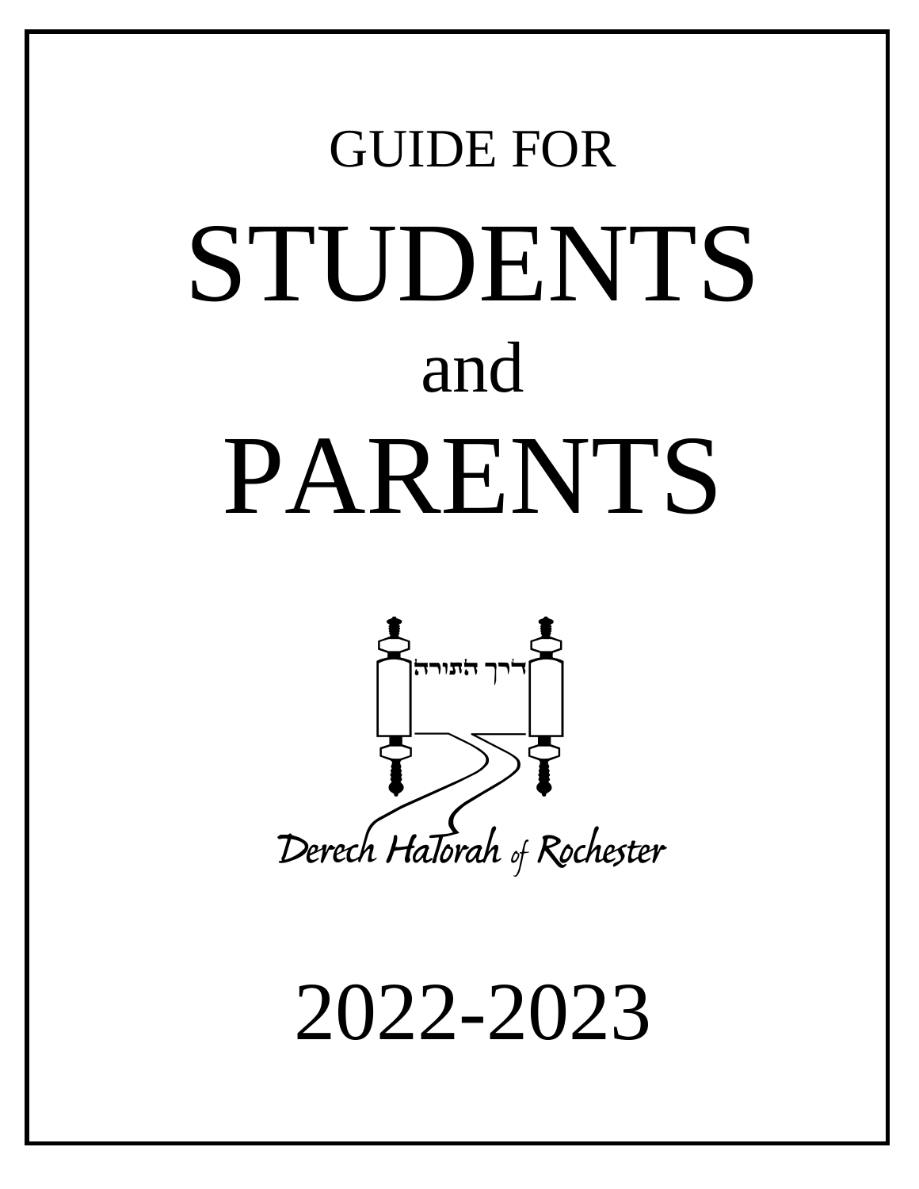# GUIDE FOR STUDENTS and PARENTS

דרך התורה

Derech HaTorah of Rochester

2022-2023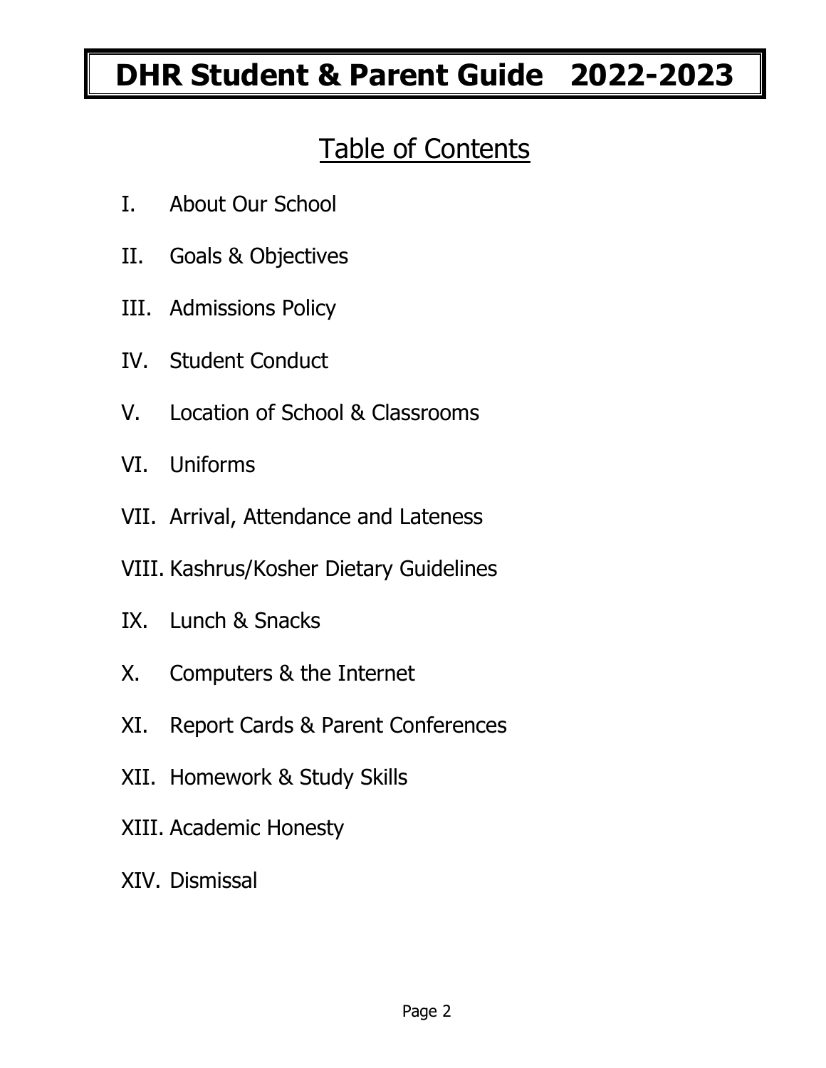# DHR Student & Parent Guide 2022-2023

## Table of Contents

I. About Our School

II. Goals & Objectives

III. Admissions Policy

IV. Student Conduct

V. Location of School & Classrooms

VI. Uniforms

VII. Arrival, Attendance and Lateness

VIII. Kashrus/Kosher Dietary Guidelines

IX. Lunch & Snacks

X. Computers & the Internet

XI. Report Cards & Parent Conferences

XII. Homework & Study Skills

XIII. Academic Honesty

XIV. Dismissal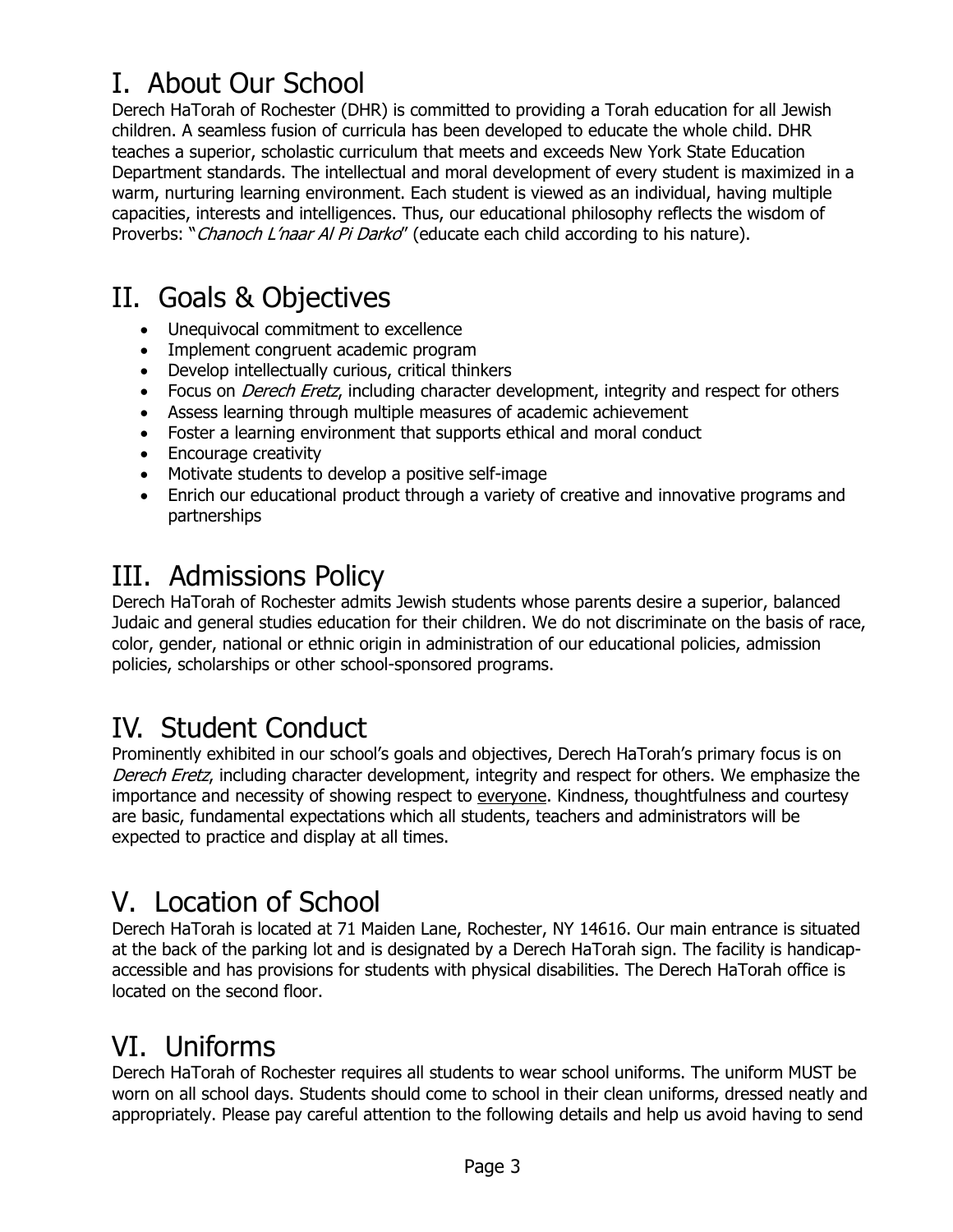# I. About Our School

Derech HaTorah of Rochester (DHR) is committed to providing a Torah education for all Jewish children. A seamless fusion of curricula has been developed to educate the whole child. DHR teaches a superior, scholastic curriculum that meets and exceeds New York State Education Department standards. The intellectual and moral development of every student is maximized in a warm, nurturing learning environment. Each student is viewed as an individual, having multiple capacities, interests and intelligences. Thus, our educational philosophy reflects the wisdom of Proverbs: "*Chanoch L'naar Al Pi Darko*" (educate each child according to his nature).

# II. Goals & Objectives

- Unequivocal commitment to excellence
- Implement congruent academic program
- Develop intellectually curious, critical thinkers
- Focus on *Derech Eretz*, including character development, integrity and respect for others
- Assess learning through multiple measures of academic achievement
- Foster a learning environment that supports ethical and moral conduct
- Encourage creativity
- Motivate students to develop a positive self-image
- Enrich our educational product through a variety of creative and innovative programs and partnerships

# III. Admissions Policy

Derech HaTorah of Rochester admits Jewish students whose parents desire a superior, balanced Judaic and general studies education for their children. We do not discriminate on the basis of race, color, gender, national or ethnic origin in administration of our educational policies, admission policies, scholarships or other school-sponsored programs.

# IV. Student Conduct

Prominently exhibited in our school's goals and objectives, Derech HaTorah's primary focus is on *Derech Eretz*, including character development, integrity and respect for others. We emphasize the importance and necessity of showing respect to <u>everyone</u>. Kindness, thoughtfulness and courtesy are basic, fundamental expectations which all students, teachers and administrators will be expected to practice and display at all times.

# V. Location of School

Derech HaTorah is located at 71 Maiden Lane, Rochester, NY 14616. Our main entrance is situated at the back of the parking lot and is designated by a Derech HaTorah sign. The facility is handicap-accessible and has provisions for students with physical disabilities. The Derech HaTorah office is located on the second floor.

# VI. Uniforms

Derech HaTorah of Rochester requires all students to wear school uniforms. The uniform MUST be worn on all school days. Students should come to school in their clean uniforms, dressed neatly and appropriately. Please pay careful attention to the following details and help us avoid having to send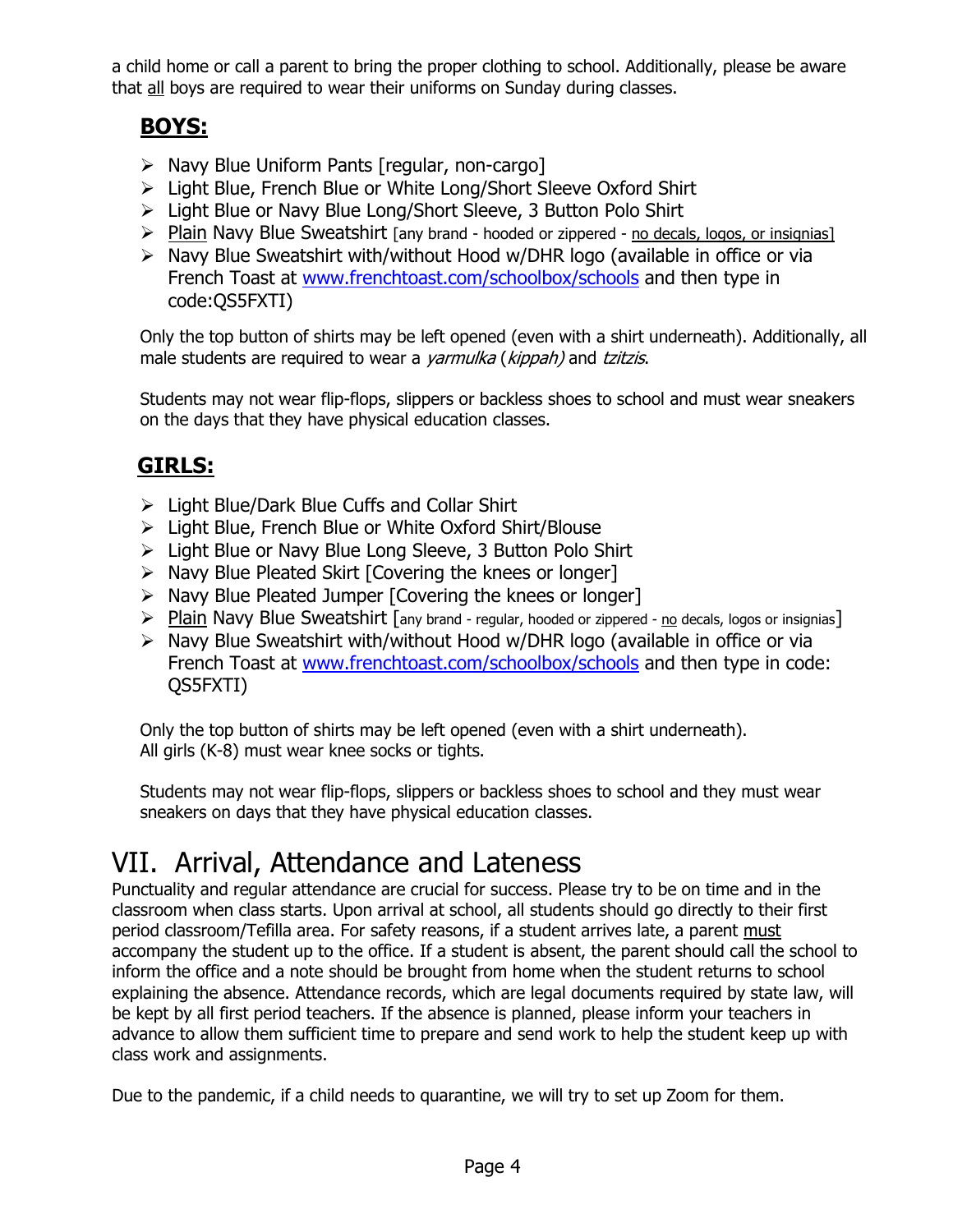a child home or call a parent to bring the proper clothing to school. Additionally, please be aware that all boys are required to wear their uniforms on Sunday during classes.

## BOYS:

- Navy Blue Uniform Pants [regular, non-cargo]
- Light Blue, French Blue or White Long/Short Sleeve Oxford Shirt
- Light Blue or Navy Blue Long/Short Sleeve, 3 Button Polo Shirt
- Plain Navy Blue Sweatshirt [any brand - hooded or zippered - no decals, logos, or insignias]
- Navy Blue Sweatshirt with/without Hood w/DHR logo (available in office or via French Toast at www.frenchtoast.com/schoolbox/schools and then type in code:QS5FXTI)

Only the top button of shirts may be left opened (even with a shirt underneath). Additionally, all male students are required to wear a *yarmulka* (*kippah)* and *tzitzis*.

Students may not wear flip-flops, slippers or backless shoes to school and must wear sneakers on the days that they have physical education classes.

## GIRLS:

- Light Blue/Dark Blue Cuffs and Collar Shirt
- Light Blue, French Blue or White Oxford Shirt/Blouse
- Light Blue or Navy Blue Long Sleeve, 3 Button Polo Shirt
- Navy Blue Pleated Skirt [Covering the knees or longer]
- Navy Blue Pleated Jumper [Covering the knees or longer]
- Plain Navy Blue Sweatshirt [any brand - regular, hooded or zippered - no decals, logos or insignias]
- Navy Blue Sweatshirt with/without Hood w/DHR logo (available in office or via French Toast at www.frenchtoast.com/schoolbox/schools and then type in code: QS5FXTI)

Only the top button of shirts may be left opened (even with a shirt underneath).
All girls (K-8) must wear knee socks or tights.

Students may not wear flip-flops, slippers or backless shoes to school and they must wear sneakers on days that they have physical education classes.

# VII. Arrival, Attendance and Lateness

Punctuality and regular attendance are crucial for success. Please try to be on time and in the classroom when class starts. Upon arrival at school, all students should go directly to their first period classroom/Tefilla area. For safety reasons, if a student arrives late, a parent must accompany the student up to the office. If a student is absent, the parent should call the school to inform the office and a note should be brought from home when the student returns to school explaining the absence. Attendance records, which are legal documents required by state law, will be kept by all first period teachers. If the absence is planned, please inform your teachers in advance to allow them sufficient time to prepare and send work to help the student keep up with class work and assignments.

Due to the pandemic, if a child needs to quarantine, we will try to set up Zoom for them.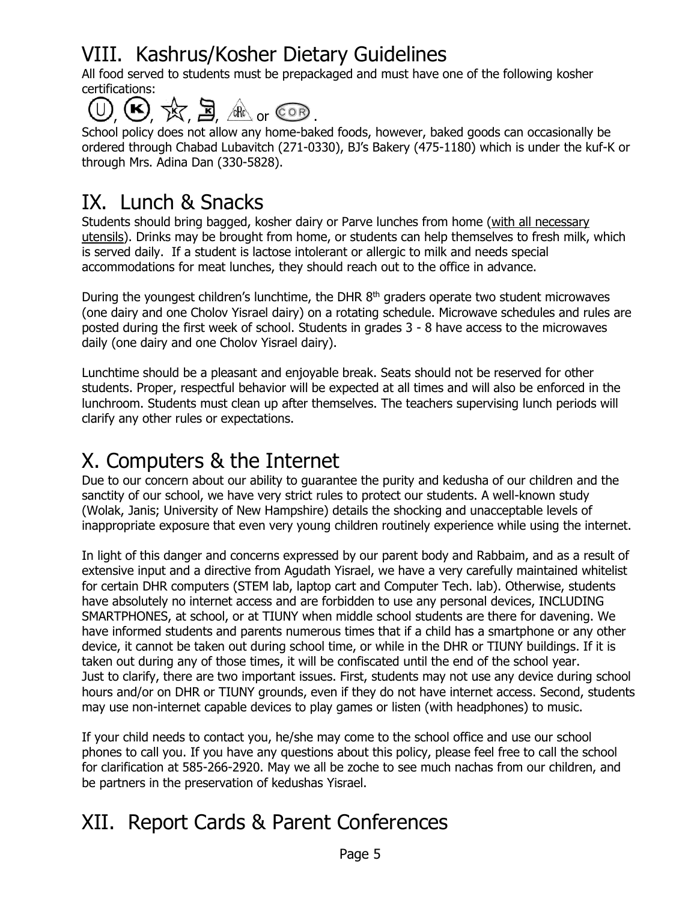# VIII. Kashrus/Kosher Dietary Guidelines

All food served to students must be prepackaged and must have one of the following kosher certifications:

Ⓤ, Ⓚ, ☆K, K, cRc or COR.

School policy does not allow any home-baked foods, however, baked goods can occasionally be ordered through Chabad Lubavitch (271-0330), BJ's Bakery (475-1180) which is under the kuf-K or through Mrs. Adina Dan (330-5828).

# IX. Lunch & Snacks

Students should bring bagged, kosher dairy or Parve lunches from home (with all necessary utensils). Drinks may be brought from home, or students can help themselves to fresh milk, which is served daily. If a student is lactose intolerant or allergic to milk and needs special accommodations for meat lunches, they should reach out to the office in advance.

During the youngest children's lunchtime, the DHR 8th graders operate two student microwaves (one dairy and one Cholov Yisrael dairy) on a rotating schedule. Microwave schedules and rules are posted during the first week of school. Students in grades 3 - 8 have access to the microwaves daily (one dairy and one Cholov Yisrael dairy).

Lunchtime should be a pleasant and enjoyable break. Seats should not be reserved for other students. Proper, respectful behavior will be expected at all times and will also be enforced in the lunchroom. Students must clean up after themselves. The teachers supervising lunch periods will clarify any other rules or expectations.

# X. Computers & the Internet

Due to our concern about our ability to guarantee the purity and kedusha of our children and the sanctity of our school, we have very strict rules to protect our students. A well-known study (Wolak, Janis; University of New Hampshire) details the shocking and unacceptable levels of inappropriate exposure that even very young children routinely experience while using the internet.

In light of this danger and concerns expressed by our parent body and Rabbaim, and as a result of extensive input and a directive from Agudath Yisrael, we have a very carefully maintained whitelist for certain DHR computers (STEM lab, laptop cart and Computer Tech. lab). Otherwise, students have absolutely no internet access and are forbidden to use any personal devices, INCLUDING SMARTPHONES, at school, or at TIUNY when middle school students are there for davening. We have informed students and parents numerous times that if a child has a smartphone or any other device, it cannot be taken out during school time, or while in the DHR or TIUNY buildings. If it is taken out during any of those times, it will be confiscated until the end of the school year. Just to clarify, there are two important issues. First, students may not use any device during school hours and/or on DHR or TIUNY grounds, even if they do not have internet access. Second, students may use non-internet capable devices to play games or listen (with headphones) to music.

If your child needs to contact you, he/she may come to the school office and use our school phones to call you. If you have any questions about this policy, please feel free to call the school for clarification at 585-266-2920. May we all be zoche to see much nachas from our children, and be partners in the preservation of kedushas Yisrael.

# XII. Report Cards & Parent Conferences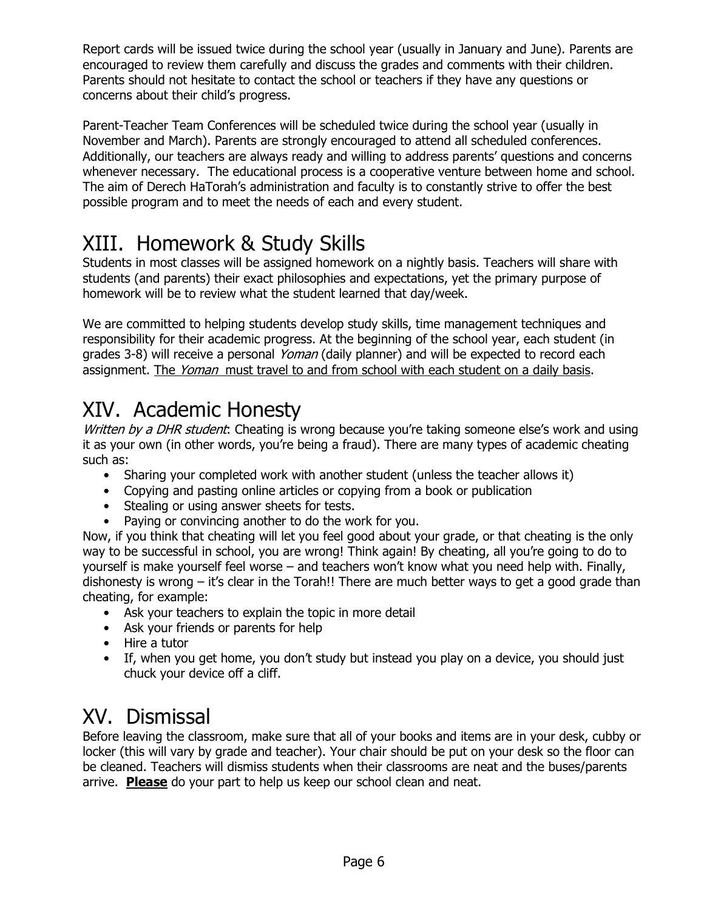Report cards will be issued twice during the school year (usually in January and June). Parents are encouraged to review them carefully and discuss the grades and comments with their children. Parents should not hesitate to contact the school or teachers if they have any questions or concerns about their child's progress.

Parent-Teacher Team Conferences will be scheduled twice during the school year (usually in November and March). Parents are strongly encouraged to attend all scheduled conferences. Additionally, our teachers are always ready and willing to address parents' questions and concerns whenever necessary. The educational process is a cooperative venture between home and school. The aim of Derech HaTorah's administration and faculty is to constantly strive to offer the best possible program and to meet the needs of each and every student.

# XIII. Homework & Study Skills

Students in most classes will be assigned homework on a nightly basis. Teachers will share with students (and parents) their exact philosophies and expectations, yet the primary purpose of homework will be to review what the student learned that day/week.

We are committed to helping students develop study skills, time management techniques and responsibility for their academic progress. At the beginning of the school year, each student (in grades 3-8) will receive a personal *Yoman* (daily planner) and will be expected to record each assignment. <u>The *Yoman* must travel to and from school with each student on a daily basis</u>.

# XIV. Academic Honesty

*Written by a DHR student*: Cheating is wrong because you're taking someone else's work and using it as your own (in other words, you're being a fraud). There are many types of academic cheating such as:

- Sharing your completed work with another student (unless the teacher allows it)
- Copying and pasting online articles or copying from a book or publication
- Stealing or using answer sheets for tests.
- Paying or convincing another to do the work for you.

Now, if you think that cheating will let you feel good about your grade, or that cheating is the only way to be successful in school, you are wrong! Think again! By cheating, all you're going to do to yourself is make yourself feel worse – and teachers won't know what you need help with. Finally, dishonesty is wrong – it's clear in the Torah!! There are much better ways to get a good grade than cheating, for example:

- Ask your teachers to explain the topic in more detail
- Ask your friends or parents for help
- Hire a tutor
- If, when you get home, you don't study but instead you play on a device, you should just chuck your device off a cliff.

# XV. Dismissal

Before leaving the classroom, make sure that all of your books and items are in your desk, cubby or locker (this will vary by grade and teacher). Your chair should be put on your desk so the floor can be cleaned. Teachers will dismiss students when their classrooms are neat and the buses/parents arrive. **<u>Please</u>** do your part to help us keep our school clean and neat.